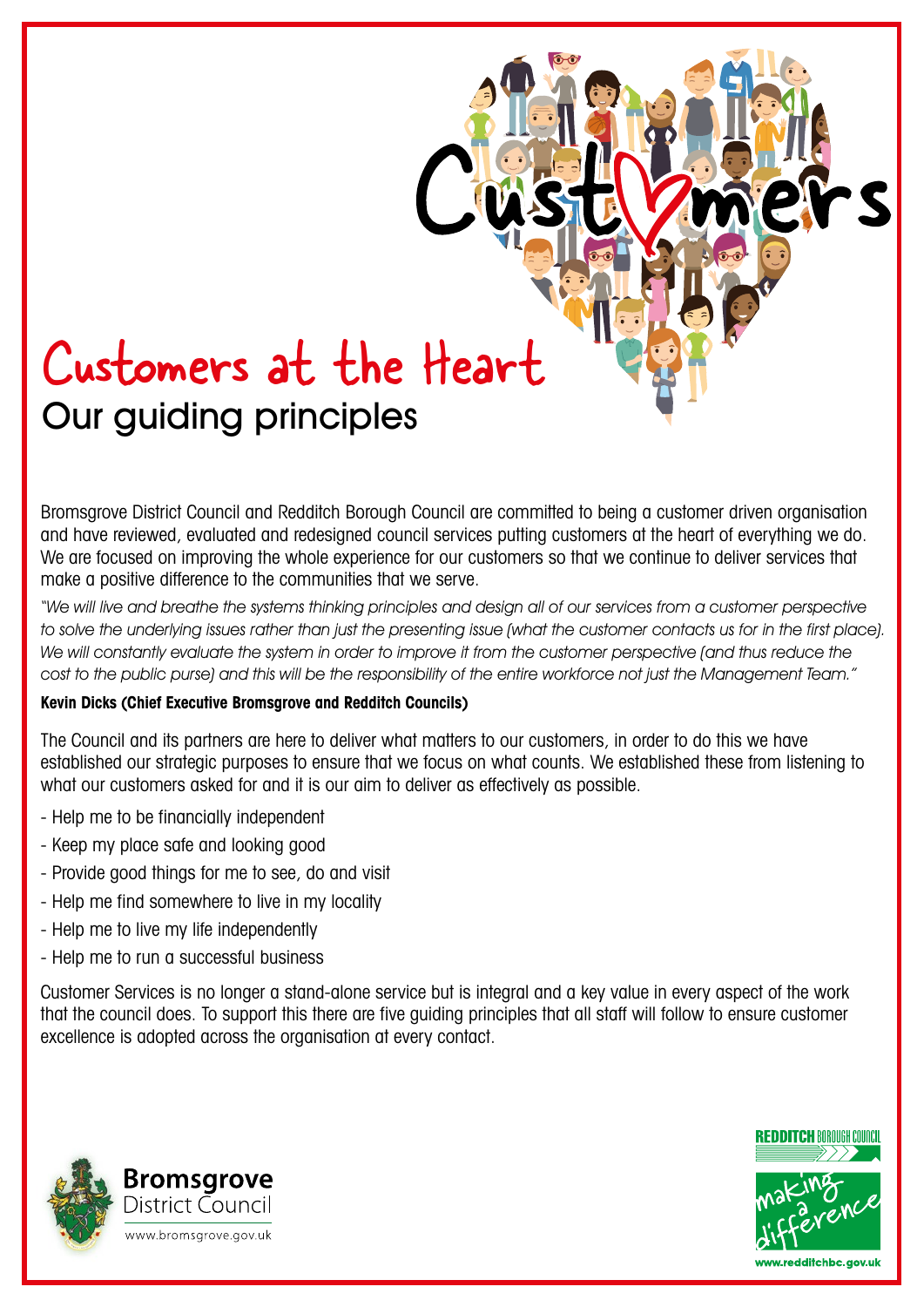# Customers at the Heart

## Our guiding principles

Bromsgrove District Council and Redditch Borough Council are committed to being a customer driven organisation and have reviewed, evaluated and redesigned council services putting customers at the heart of everything we do. We are focused on improving the whole experience for our customers so that we continue to deliver services that make a positive difference to the communities that we serve.

*"We will live and breathe the systems thinking principles and design all of our services from a customer perspective to solve the underlying issues rather than just the presenting issue (what the customer contacts us for in the first place). We will constantly evaluate the system in order to improve it from the customer perspective (and thus reduce the cost to the public purse) and this will be the responsibility of the entire workforce not just the Management Team."*

**Kevin Dicks (Chief Executive Bromsgrove and Redditch Councils)**

The Council and its partners are here to deliver what matters to our customers, in order to do this we have established our strategic purposes to ensure that we focus on what counts. We established these from listening to what our customers asked for and it is our aim to deliver as effectively as possible.

- Help me to be financially independent
- Keep my place safe and looking good
- Provide good things for me to see, do and visit
- Help me find somewhere to live in my locality
- Help me to live my life independently
- Help me to run a successful business

Customer Services is no longer a stand-alone service but is integral and a key value in every aspect of the work that the council does. To support this there are five guiding principles that all staff will follow to ensure customer excellence is adopted across the organisation at every contact.

Bromsgrove District Council
www.bromsgrove.gov.uk

REDDITCH BOROUGH COUNCIL
making a difference
www.redditchbc.gov.uk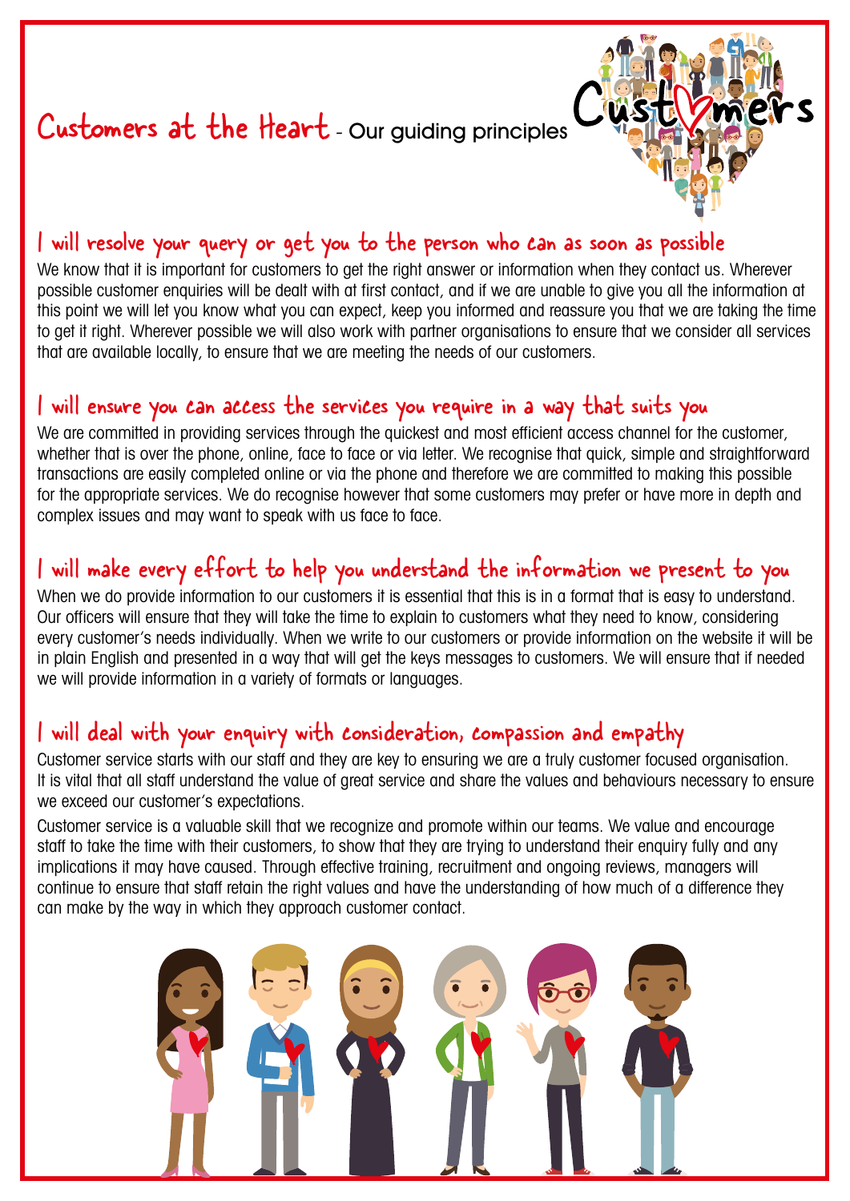# Customers at the Heart - Our guiding principles

## I will resolve your query or get you to the person who can as soon as possible

We know that it is important for customers to get the right answer or information when they contact us. Wherever possible customer enquiries will be dealt with at first contact, and if we are unable to give you all the information at this point we will let you know what you can expect, keep you informed and reassure you that we are taking the time to get it right. Wherever possible we will also work with partner organisations to ensure that we consider all services that are available locally, to ensure that we are meeting the needs of our customers.

## I will ensure you can access the services you require in a way that suits you

We are committed in providing services through the quickest and most efficient access channel for the customer, whether that is over the phone, online, face to face or via letter. We recognise that quick, simple and straightforward transactions are easily completed online or via the phone and therefore we are committed to making this possible for the appropriate services. We do recognise however that some customers may prefer or have more in depth and complex issues and may want to speak with us face to face.

## I will make every effort to help you understand the information we present to you

When we do provide information to our customers it is essential that this is in a format that is easy to understand. Our officers will ensure that they will take the time to explain to customers what they need to know, considering every customer's needs individually. When we write to our customers or provide information on the website it will be in plain English and presented in a way that will get the keys messages to customers. We will ensure that if needed we will provide information in a variety of formats or languages.

## I will deal with your enquiry with consideration, compassion and empathy

Customer service starts with our staff and they are key to ensuring we are a truly customer focused organisation. It is vital that all staff understand the value of great service and share the values and behaviours necessary to ensure we exceed our customer's expectations.

Customer service is a valuable skill that we recognize and promote within our teams. We value and encourage staff to take the time with their customers, to show that they are trying to understand their enquiry fully and any implications it may have caused. Through effective training, recruitment and ongoing reviews, managers will continue to ensure that staff retain the right values and have the understanding of how much of a difference they can make by the way in which they approach customer contact.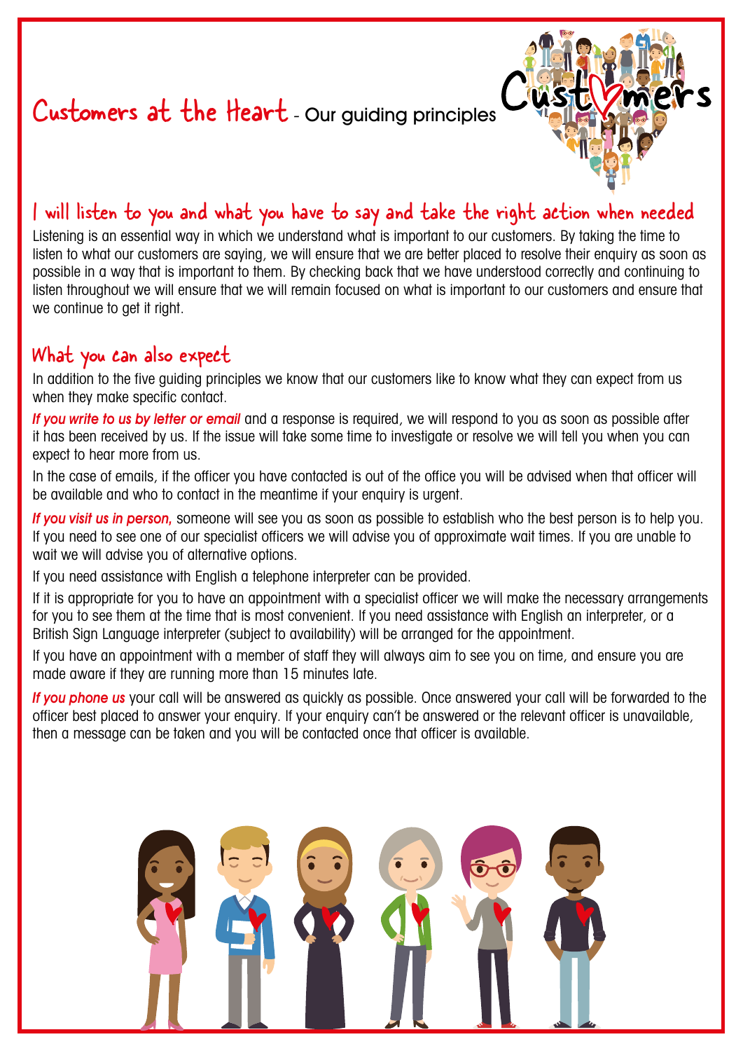# Customers at the Heart - Our guiding principles

## I will listen to you and what you have to say and take the right action when needed

Listening is an essential way in which we understand what is important to our customers. By taking the time to listen to what our customers are saying, we will ensure that we are better placed to resolve their enquiry as soon as possible in a way that is important to them. By checking back that we have understood correctly and continuing to listen throughout we will ensure that we will remain focused on what is important to our customers and ensure that we continue to get it right.

## What you can also expect

In addition to the five guiding principles we know that our customers like to know what they can expect from us when they make specific contact.

*If you write to us by letter or email* and a response is required, we will respond to you as soon as possible after it has been received by us. If the issue will take some time to investigate or resolve we will tell you when you can expect to hear more from us.

In the case of emails, if the officer you have contacted is out of the office you will be advised when that officer will be available and who to contact in the meantime if your enquiry is urgent.

*If you visit us in person,* someone will see you as soon as possible to establish who the best person is to help you. If you need to see one of our specialist officers we will advise you of approximate wait times. If you are unable to wait we will advise you of alternative options.

If you need assistance with English a telephone interpreter can be provided.

If it is appropriate for you to have an appointment with a specialist officer we will make the necessary arrangements for you to see them at the time that is most convenient. If you need assistance with English an interpreter, or a British Sign Language interpreter (subject to availability) will be arranged for the appointment.

If you have an appointment with a member of staff they will always aim to see you on time, and ensure you are made aware if they are running more than 15 minutes late.

*If you phone us* your call will be answered as quickly as possible. Once answered your call will be forwarded to the officer best placed to answer your enquiry. If your enquiry can't be answered or the relevant officer is unavailable, then a message can be taken and you will be contacted once that officer is available.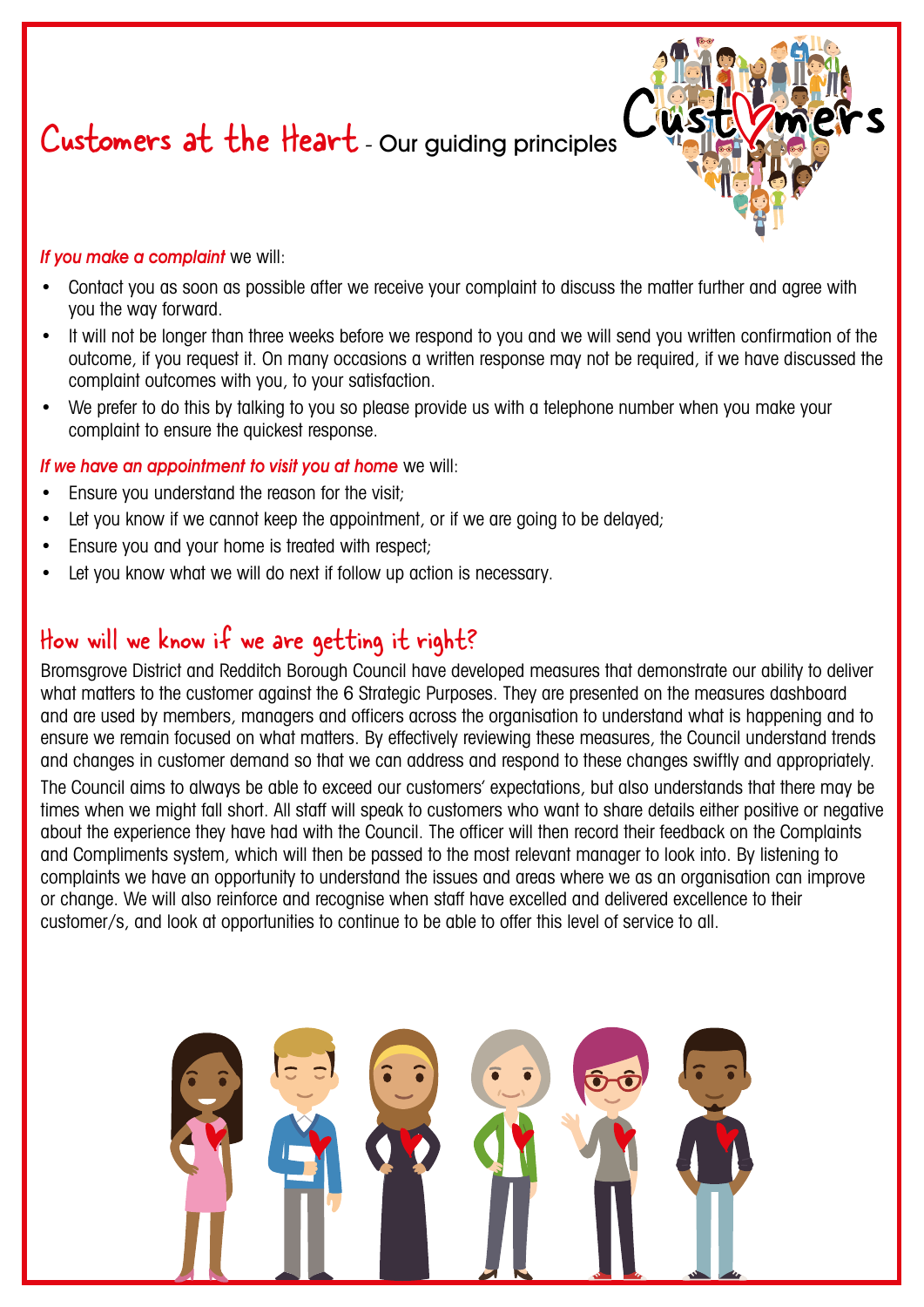# Customers at the Heart - Our guiding principles

*If you make a complaint* we will:

- Contact you as soon as possible after we receive your complaint to discuss the matter further and agree with you the way forward.
- It will not be longer than three weeks before we respond to you and we will send you written confirmation of the outcome, if you request it. On many occasions a written response may not be required, if we have discussed the complaint outcomes with you, to your satisfaction.
- We prefer to do this by talking to you so please provide us with a telephone number when you make your complaint to ensure the quickest response.

*If we have an appointment to visit you at home* we will:

- Ensure you understand the reason for the visit;
- Let you know if we cannot keep the appointment, or if we are going to be delayed;
- Ensure you and your home is treated with respect;
- Let you know what we will do next if follow up action is necessary.

## How will we know if we are getting it right?

Bromsgrove District and Redditch Borough Council have developed measures that demonstrate our ability to deliver what matters to the customer against the 6 Strategic Purposes. They are presented on the measures dashboard and are used by members, managers and officers across the organisation to understand what is happening and to ensure we remain focused on what matters. By effectively reviewing these measures, the Council understand trends and changes in customer demand so that we can address and respond to these changes swiftly and appropriately.

The Council aims to always be able to exceed our customers' expectations, but also understands that there may be times when we might fall short. All staff will speak to customers who want to share details either positive or negative about the experience they have had with the Council. The officer will then record their feedback on the Complaints and Compliments system, which will then be passed to the most relevant manager to look into. By listening to complaints we have an opportunity to understand the issues and areas where we as an organisation can improve or change. We will also reinforce and recognise when staff have excelled and delivered excellence to their customer/s, and look at opportunities to continue to be able to offer this level of service to all.